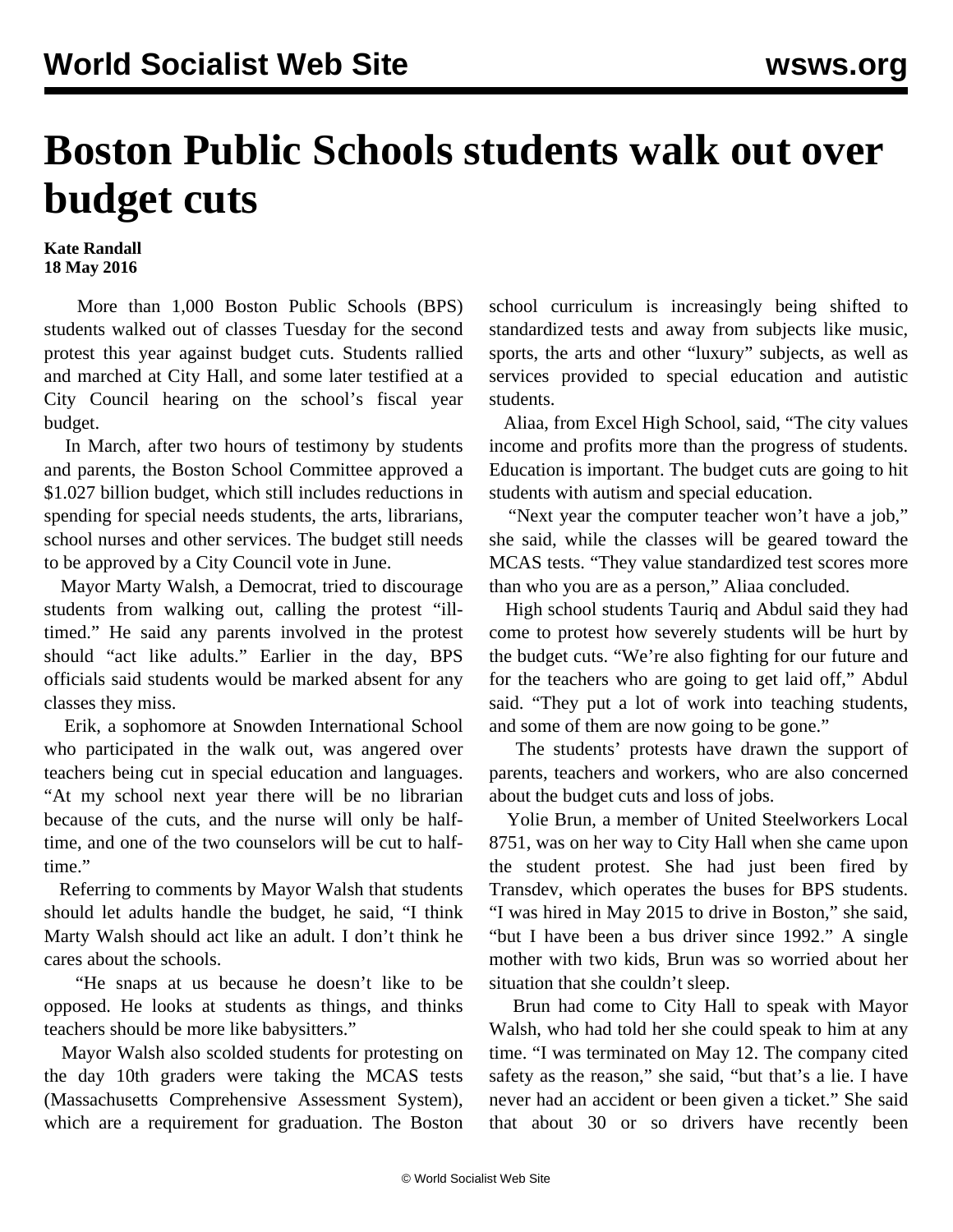# Boston Public Schools students walk out over budget cuts

**Kate Randall**
**18 May 2016**

More than 1,000 Boston Public Schools (BPS) students walked out of classes Tuesday for the second protest this year against budget cuts. Students rallied and marched at City Hall, and some later testified at a City Council hearing on the school's fiscal year budget.

In March, after two hours of testimony by students and parents, the Boston School Committee approved a $1.027 billion budget, which still includes reductions in spending for special needs students, the arts, librarians, school nurses and other services. The budget still needs to be approved by a City Council vote in June.

Mayor Marty Walsh, a Democrat, tried to discourage students from walking out, calling the protest "ill-timed." He said any parents involved in the protest should "act like adults." Earlier in the day, BPS officials said students would be marked absent for any classes they miss.

Erik, a sophomore at Snowden International School who participated in the walk out, was angered over teachers being cut in special education and languages. "At my school next year there will be no librarian because of the cuts, and the nurse will only be half-time, and one of the two counselors will be cut to half-time."

Referring to comments by Mayor Walsh that students should let adults handle the budget, he said, "I think Marty Walsh should act like an adult. I don't think he cares about the schools.

"He snaps at us because he doesn't like to be opposed. He looks at students as things, and thinks teachers should be more like babysitters."

Mayor Walsh also scolded students for protesting on the day 10th graders were taking the MCAS tests (Massachusetts Comprehensive Assessment System), which are a requirement for graduation. The Boston school curriculum is increasingly being shifted to standardized tests and away from subjects like music, sports, the arts and other "luxury" subjects, as well as services provided to special education and autistic students.

Aliaa, from Excel High School, said, "The city values income and profits more than the progress of students. Education is important. The budget cuts are going to hit students with autism and special education.

"Next year the computer teacher won't have a job," she said, while the classes will be geared toward the MCAS tests. "They value standardized test scores more than who you are as a person," Aliaa concluded.

High school students Tauriq and Abdul said they had come to protest how severely students will be hurt by the budget cuts. "We're also fighting for our future and for the teachers who are going to get laid off," Abdul said. "They put a lot of work into teaching students, and some of them are now going to be gone."

The students' protests have drawn the support of parents, teachers and workers, who are also concerned about the budget cuts and loss of jobs.

Yolie Brun, a member of United Steelworkers Local 8751, was on her way to City Hall when she came upon the student protest. She had just been fired by Transdev, which operates the buses for BPS students. "I was hired in May 2015 to drive in Boston," she said, "but I have been a bus driver since 1992." A single mother with two kids, Brun was so worried about her situation that she couldn't sleep.

Brun had come to City Hall to speak with Mayor Walsh, who had told her she could speak to him at any time. "I was terminated on May 12. The company cited safety as the reason," she said, "but that's a lie. I have never had an accident or been given a ticket." She said that about 30 or so drivers have recently been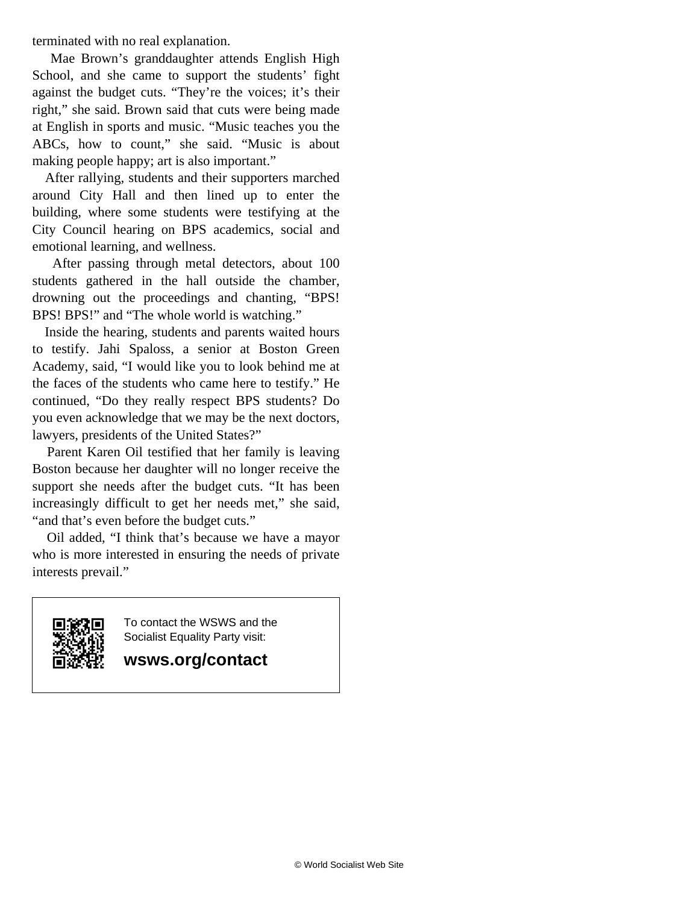terminated with no real explanation.

Mae Brown's granddaughter attends English High School, and she came to support the students' fight against the budget cuts. "They're the voices; it's their right," she said. Brown said that cuts were being made at English in sports and music. "Music teaches you the ABCs, how to count," she said. "Music is about making people happy; art is also important."

After rallying, students and their supporters marched around City Hall and then lined up to enter the building, where some students were testifying at the City Council hearing on BPS academics, social and emotional learning, and wellness.

After passing through metal detectors, about 100 students gathered in the hall outside the chamber, drowning out the proceedings and chanting, "BPS! BPS! BPS!" and "The whole world is watching."

Inside the hearing, students and parents waited hours to testify. Jahi Spaloss, a senior at Boston Green Academy, said, "I would like you to look behind me at the faces of the students who came here to testify." He continued, "Do they really respect BPS students? Do you even acknowledge that we may be the next doctors, lawyers, presidents of the United States?"

Parent Karen Oil testified that her family is leaving Boston because her daughter will no longer receive the support she needs after the budget cuts. "It has been increasingly difficult to get her needs met," she said, "and that's even before the budget cuts."

Oil added, "I think that's because we have a mayor who is more interested in ensuring the needs of private interests prevail."

To contact the WSWS and the Socialist Equality Party visit:

**wsws.org/contact**